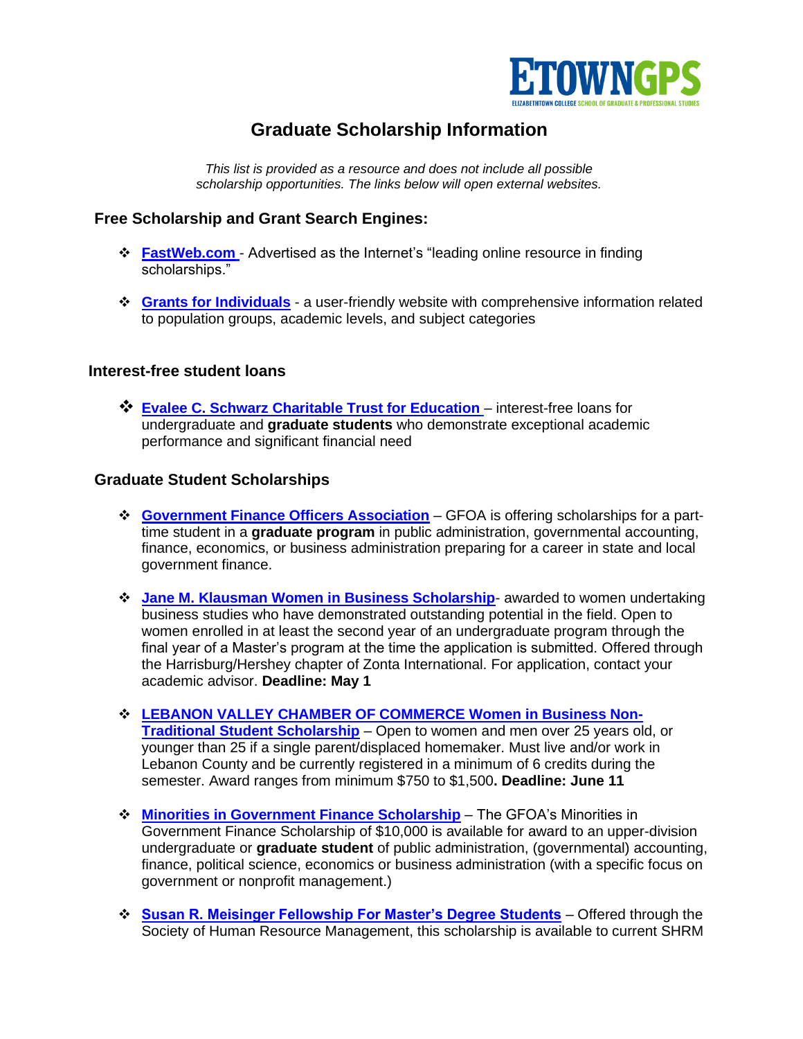# Graduate Scholarship Information

*This list is provided as a resource and does not include all possible scholarship opportunities. The links below will open external websites.*

## Free Scholarship and Grant Search Engines:

- **FastWeb.com** - Advertised as the Internet's "leading online resource in finding scholarships."
- **Grants for Individuals** - a user-friendly website with comprehensive information related to population groups, academic levels, and subject categories

## Interest-free student loans

- **Evalee C. Schwarz Charitable Trust for Education** – interest-free loans for undergraduate and **graduate students** who demonstrate exceptional academic performance and significant financial need

## Graduate Student Scholarships

- **Government Finance Officers Association** – GFOA is offering scholarships for a part-time student in a **graduate program** in public administration, governmental accounting, finance, economics, or business administration preparing for a career in state and local government finance.
- **Jane M. Klausman Women in Business Scholarship**- awarded to women undertaking business studies who have demonstrated outstanding potential in the field. Open to women enrolled in at least the second year of an undergraduate program through the final year of a Master's program at the time the application is submitted. Offered through the Harrisburg/Hershey chapter of Zonta International. For application, contact your academic advisor. **Deadline: May 1**
- **LEBANON VALLEY CHAMBER OF COMMERCE Women in Business Non-Traditional Student Scholarship** – Open to women and men over 25 years old, or younger than 25 if a single parent/displaced homemaker. Must live and/or work in Lebanon County and be currently registered in a minimum of 6 credits during the semester. Award ranges from minimum $750 to $1,500**. Deadline: June 11**
- **Minorities in Government Finance Scholarship** – The GFOA's Minorities in Government Finance Scholarship of $10,000 is available for award to an upper-division undergraduate or **graduate student** of public administration, (governmental) accounting, finance, political science, economics or business administration (with a specific focus on government or nonprofit management.)
- **Susan R. Meisinger Fellowship For Master's Degree Students** – Offered through the Society of Human Resource Management, this scholarship is available to current SHRM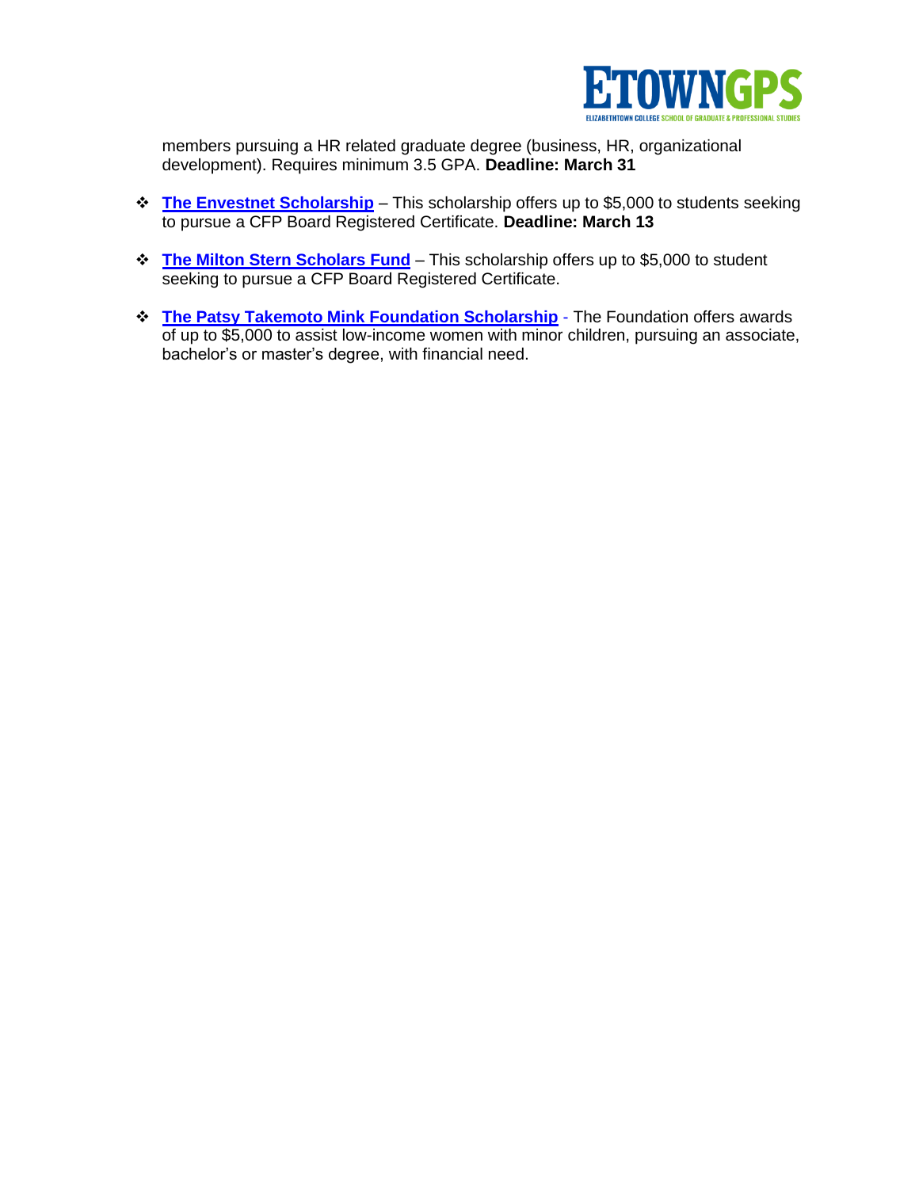members pursuing a HR related graduate degree (business, HR, organizational development). Requires minimum 3.5 GPA. **Deadline: March 31**

- **The Envestnet Scholarship** – This scholarship offers up to $5,000 to students seeking to pursue a CFP Board Registered Certificate. **Deadline: March 13**

- **The Milton Stern Scholars Fund** – This scholarship offers up to $5,000 to student seeking to pursue a CFP Board Registered Certificate.

- **The Patsy Takemoto Mink Foundation Scholarship** - The Foundation offers awards of up to $5,000 to assist low-income women with minor children, pursuing an associate, bachelor's or master's degree, with financial need.